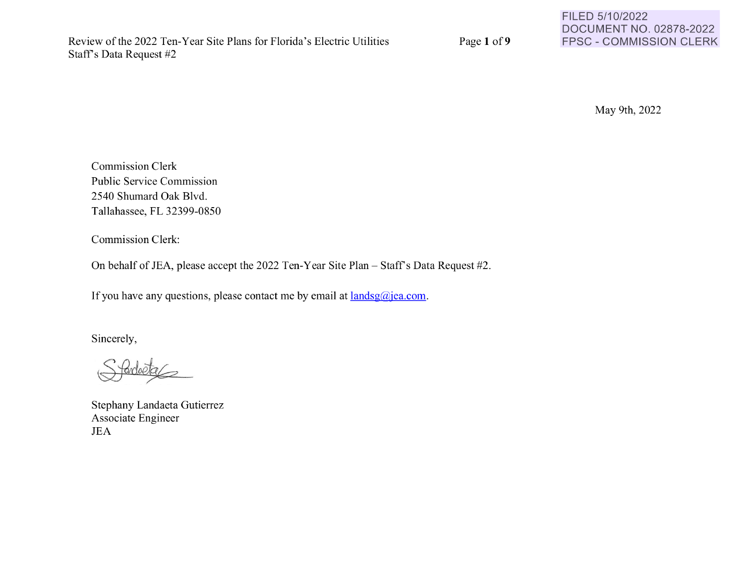FILED 5/10/2022
DOCUMENT NO. 02878-2022
FPSC - COMMISSION CLERK

May 9th, 2022

Commission Clerk
Public Service Commission
2540 Shumard Oak Blvd.
Tallahassee, FL 32399-0850

Commission Clerk:

On behalf of JEA, please accept the 2022 Ten-Year Site Plan – Staff's Data Request #2.

If you have any questions, please contact me by email at landsg@jea.com.

Sincerely,

Stephany Landaeta Gutierrez
Associate Engineer
JEA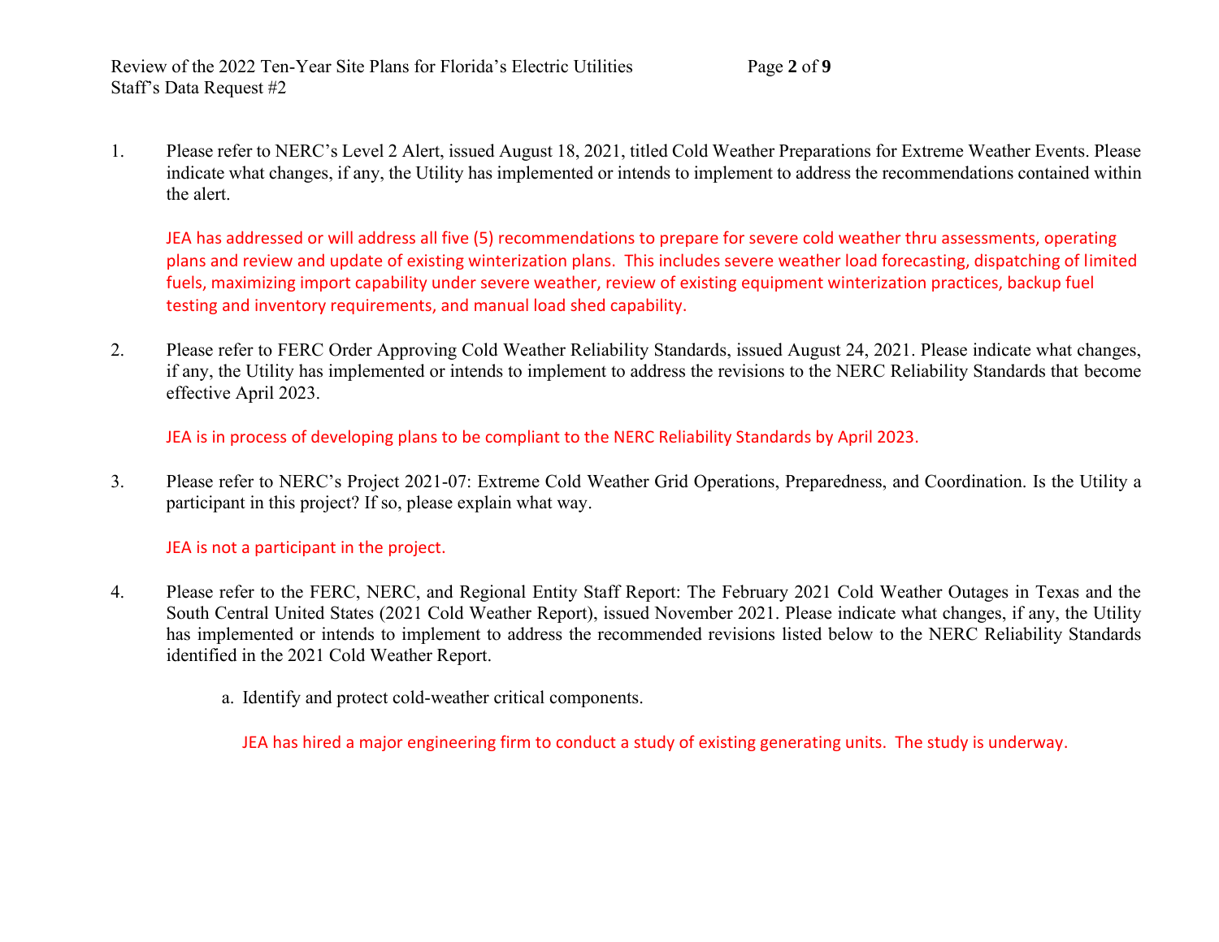1. Please refer to NERC's Level 2 Alert, issued August 18, 2021, titled Cold Weather Preparations for Extreme Weather Events. Please indicate what changes, if any, the Utility has implemented or intends to implement to address the recommendations contained within the alert.

   JEA has addressed or will address all five (5) recommendations to prepare for severe cold weather thru assessments, operating plans and review and update of existing winterization plans. This includes severe weather load forecasting, dispatching of limited fuels, maximizing import capability under severe weather, review of existing equipment winterization practices, backup fuel testing and inventory requirements, and manual load shed capability.

2. Please refer to FERC Order Approving Cold Weather Reliability Standards, issued August 24, 2021. Please indicate what changes, if any, the Utility has implemented or intends to implement to address the revisions to the NERC Reliability Standards that become effective April 2023.

   JEA is in process of developing plans to be compliant to the NERC Reliability Standards by April 2023.

3. Please refer to NERC's Project 2021-07: Extreme Cold Weather Grid Operations, Preparedness, and Coordination. Is the Utility a participant in this project? If so, please explain what way.

   JEA is not a participant in the project.

4. Please refer to the FERC, NERC, and Regional Entity Staff Report: The February 2021 Cold Weather Outages in Texas and the South Central United States (2021 Cold Weather Report), issued November 2021. Please indicate what changes, if any, the Utility has implemented or intends to implement to address the recommended revisions listed below to the NERC Reliability Standards identified in the 2021 Cold Weather Report.

   a. Identify and protect cold-weather critical components.

      JEA has hired a major engineering firm to conduct a study of existing generating units. The study is underway.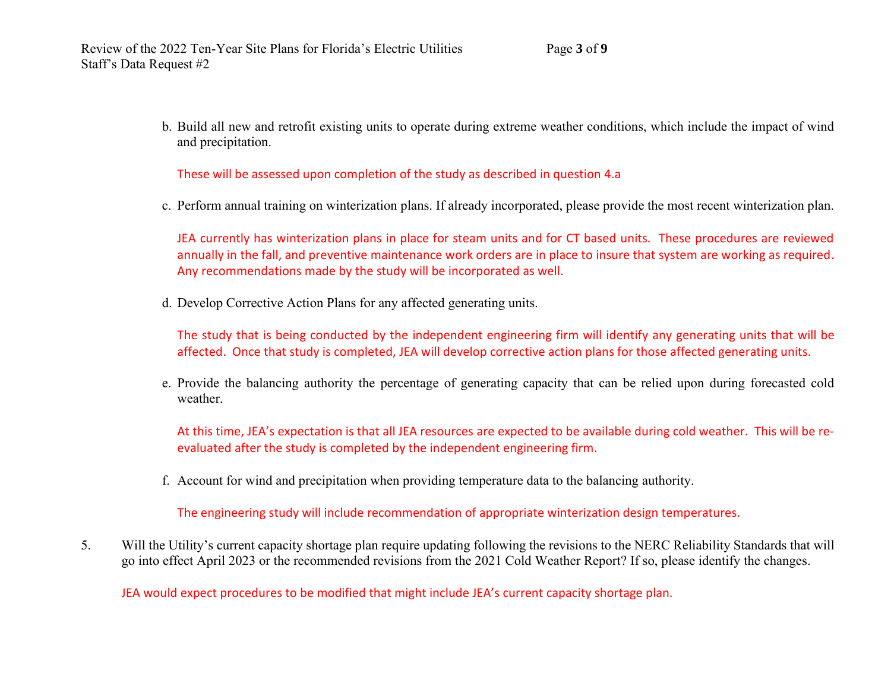b. Build all new and retrofit existing units to operate during extreme weather conditions, which include the impact of wind and precipitation.

   These will be assessed upon completion of the study as described in question 4.a

c. Perform annual training on winterization plans. If already incorporated, please provide the most recent winterization plan.

   JEA currently has winterization plans in place for steam units and for CT based units. These procedures are reviewed annually in the fall, and preventive maintenance work orders are in place to insure that system are working as required. Any recommendations made by the study will be incorporated as well.

d. Develop Corrective Action Plans for any affected generating units.

   The study that is being conducted by the independent engineering firm will identify any generating units that will be affected. Once that study is completed, JEA will develop corrective action plans for those affected generating units.

e. Provide the balancing authority the percentage of generating capacity that can be relied upon during forecasted cold weather.

   At this time, JEA's expectation is that all JEA resources are expected to be available during cold weather. This will be re-evaluated after the study is completed by the independent engineering firm.

f. Account for wind and precipitation when providing temperature data to the balancing authority.

   The engineering study will include recommendation of appropriate winterization design temperatures.

5. Will the Utility's current capacity shortage plan require updating following the revisions to the NERC Reliability Standards that will go into effect April 2023 or the recommended revisions from the 2021 Cold Weather Report? If so, please identify the changes.

   JEA would expect procedures to be modified that might include JEA's current capacity shortage plan.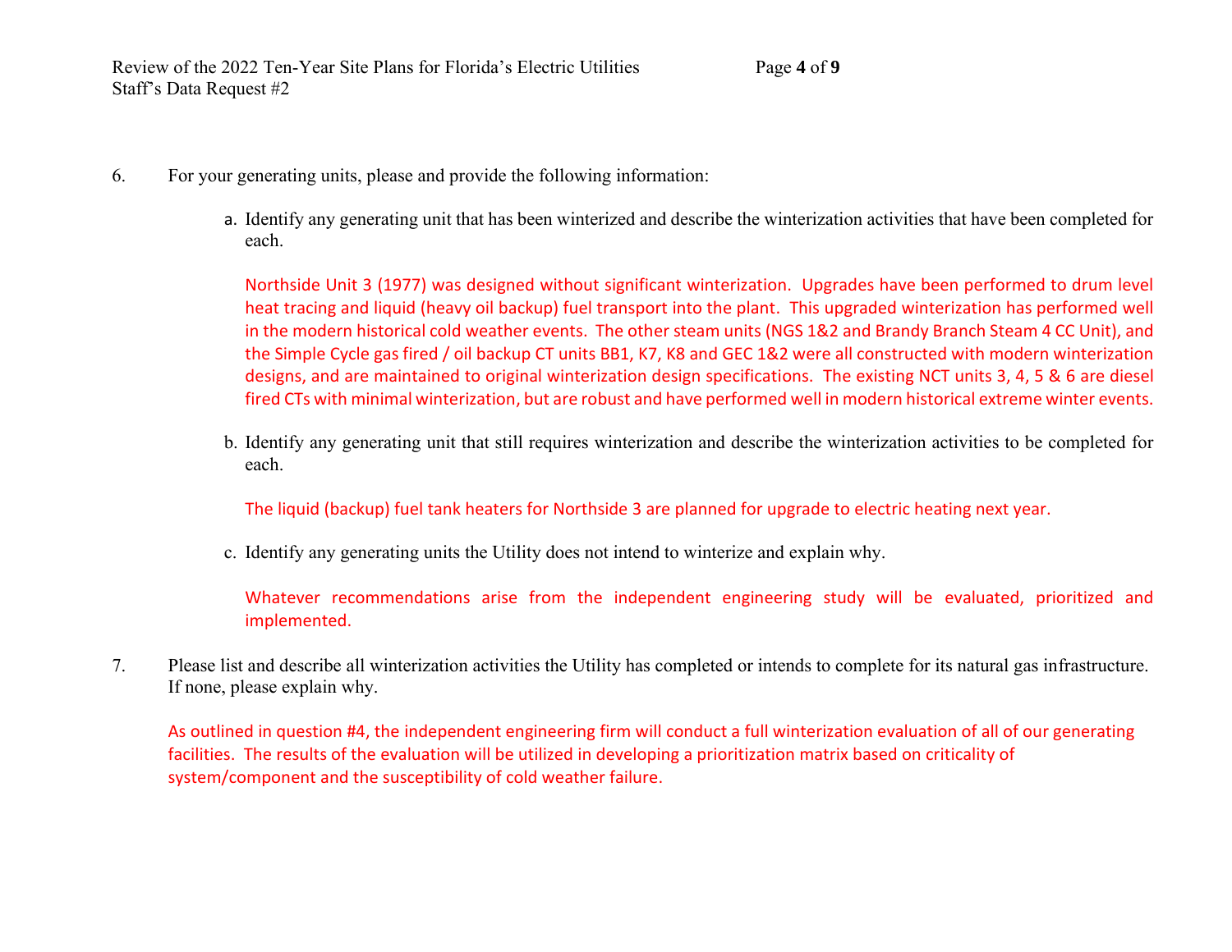6. For your generating units, please and provide the following information:

   a. Identify any generating unit that has been winterized and describe the winterization activities that have been completed for each.

      Northside Unit 3 (1977) was designed without significant winterization. Upgrades have been performed to drum level heat tracing and liquid (heavy oil backup) fuel transport into the plant. This upgraded winterization has performed well in the modern historical cold weather events. The other steam units (NGS 1&2 and Brandy Branch Steam 4 CC Unit), and the Simple Cycle gas fired / oil backup CT units BB1, K7, K8 and GEC 1&2 were all constructed with modern winterization designs, and are maintained to original winterization design specifications. The existing NCT units 3, 4, 5 & 6 are diesel fired CTs with minimal winterization, but are robust and have performed well in modern historical extreme winter events.

   b. Identify any generating unit that still requires winterization and describe the winterization activities to be completed for each.

      The liquid (backup) fuel tank heaters for Northside 3 are planned for upgrade to electric heating next year.

   c. Identify any generating units the Utility does not intend to winterize and explain why.

      Whatever recommendations arise from the independent engineering study will be evaluated, prioritized and implemented.

7. Please list and describe all winterization activities the Utility has completed or intends to complete for its natural gas infrastructure. If none, please explain why.

   As outlined in question #4, the independent engineering firm will conduct a full winterization evaluation of all of our generating facilities. The results of the evaluation will be utilized in developing a prioritization matrix based on criticality of system/component and the susceptibility of cold weather failure.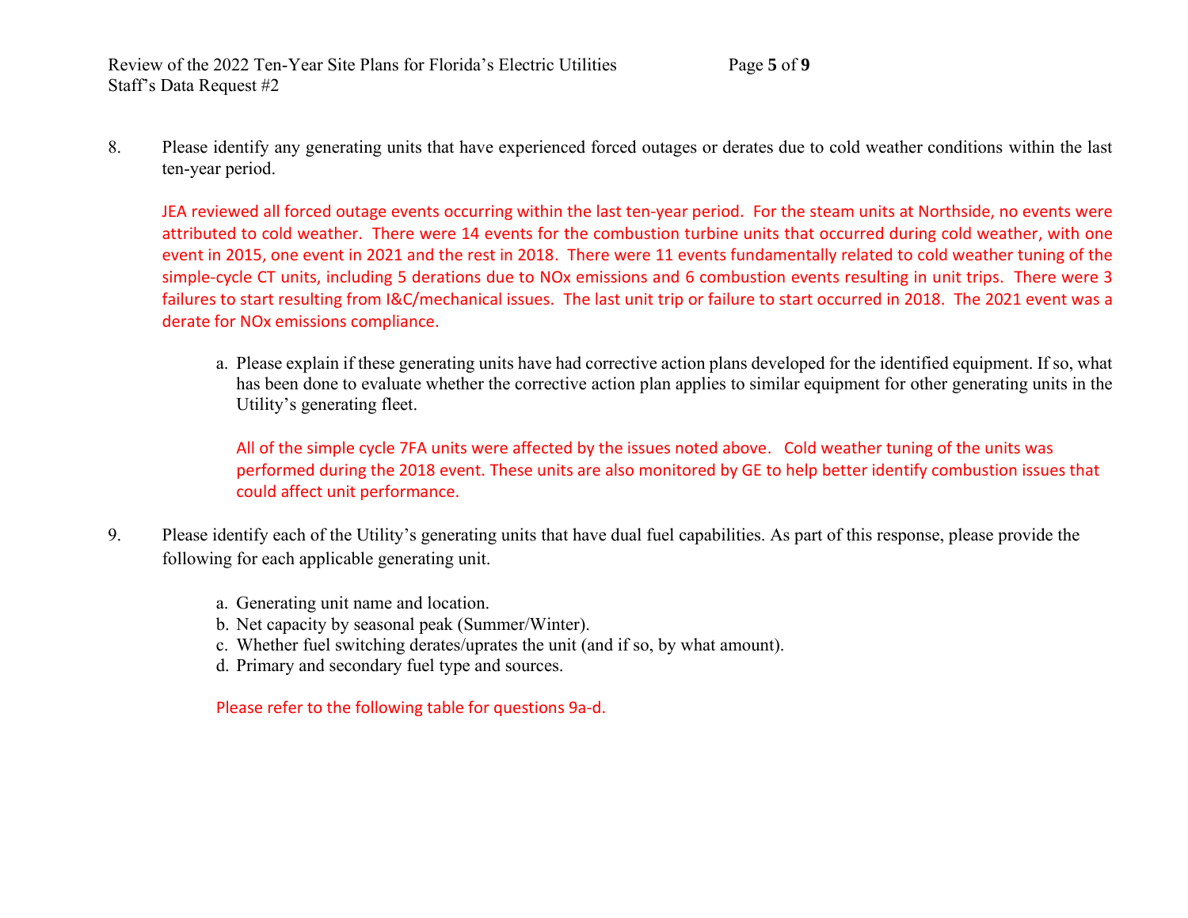8. Please identify any generating units that have experienced forced outages or derates due to cold weather conditions within the last ten-year period.

JEA reviewed all forced outage events occurring within the last ten-year period. For the steam units at Northside, no events were attributed to cold weather. There were 14 events for the combustion turbine units that occurred during cold weather, with one event in 2015, one event in 2021 and the rest in 2018. There were 11 events fundamentally related to cold weather tuning of the simple-cycle CT units, including 5 derations due to NOx emissions and 6 combustion events resulting in unit trips. There were 3 failures to start resulting from I&C/mechanical issues. The last unit trip or failure to start occurred in 2018. The 2021 event was a derate for NOx emissions compliance.

   a. Please explain if these generating units have had corrective action plans developed for the identified equipment. If so, what has been done to evaluate whether the corrective action plan applies to similar equipment for other generating units in the Utility's generating fleet.

   All of the simple cycle 7FA units were affected by the issues noted above. Cold weather tuning of the units was performed during the 2018 event. These units are also monitored by GE to help better identify combustion issues that could affect unit performance.

9. Please identify each of the Utility's generating units that have dual fuel capabilities. As part of this response, please provide the following for each applicable generating unit.

   a. Generating unit name and location.
   b. Net capacity by seasonal peak (Summer/Winter).
   c. Whether fuel switching derates/uprates the unit (and if so, by what amount).
   d. Primary and secondary fuel type and sources.

   Please refer to the following table for questions 9a-d.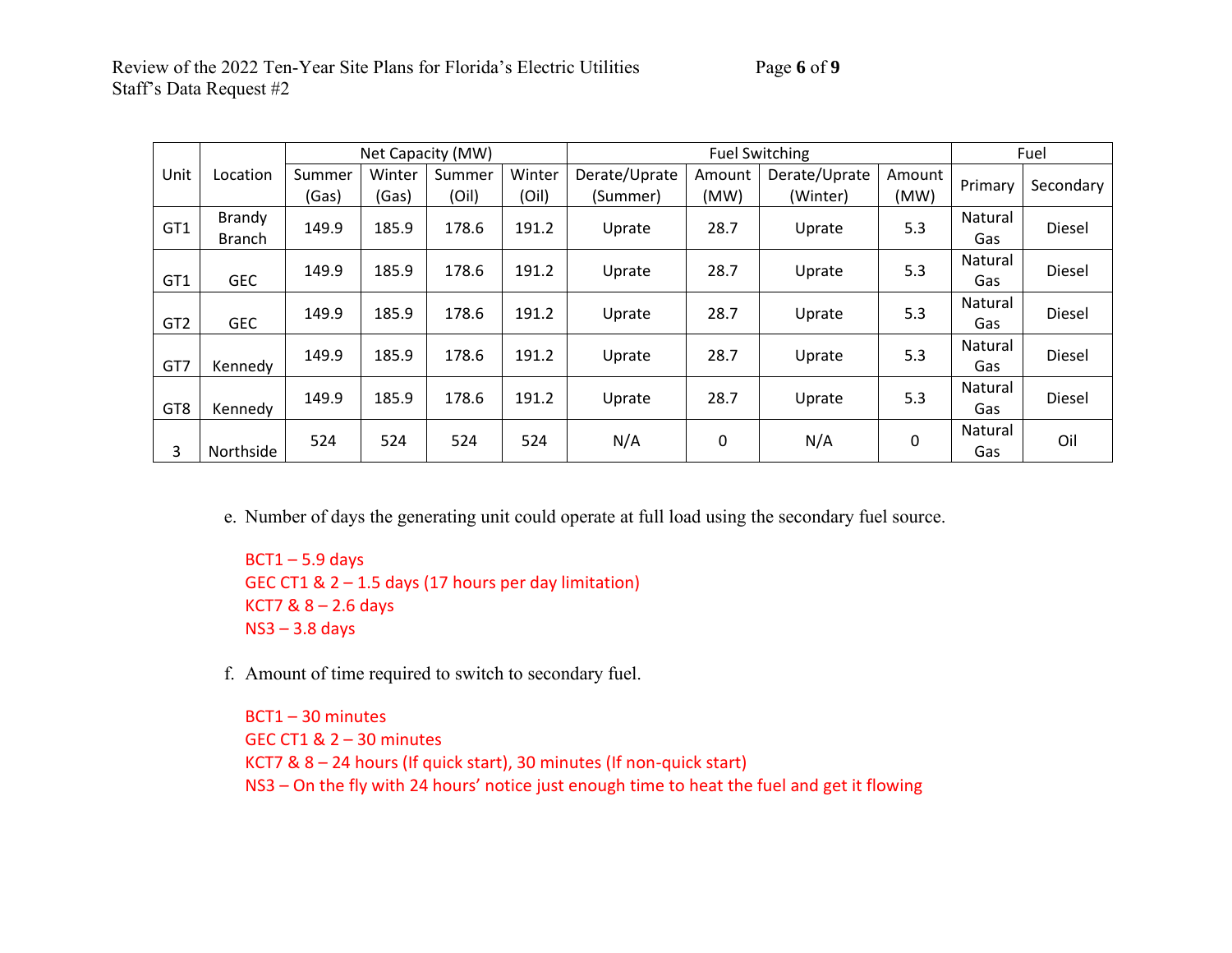| Unit | Location | Net Capacity (MW) | | | | Fuel Switching | | | | Fuel | |
|---|---|---|---|---|---|---|---|---|---|---|---|
| | | Summer (Gas) | Winter (Gas) | Summer (Oil) | Winter (Oil) | Derate/Uprate (Summer) | Amount (MW) | Derate/Uprate (Winter) | Amount (MW) | Primary | Secondary |
| GT1 | Brandy Branch | 149.9 | 185.9 | 178.6 | 191.2 | Uprate | 28.7 | Uprate | 5.3 | Natural Gas | Diesel |
| GT1 | GEC | 149.9 | 185.9 | 178.6 | 191.2 | Uprate | 28.7 | Uprate | 5.3 | Natural Gas | Diesel |
| GT2 | GEC | 149.9 | 185.9 | 178.6 | 191.2 | Uprate | 28.7 | Uprate | 5.3 | Natural Gas | Diesel |
| GT7 | Kennedy | 149.9 | 185.9 | 178.6 | 191.2 | Uprate | 28.7 | Uprate | 5.3 | Natural Gas | Diesel |
| GT8 | Kennedy | 149.9 | 185.9 | 178.6 | 191.2 | Uprate | 28.7 | Uprate | 5.3 | Natural Gas | Diesel |
| 3 | Northside | 524 | 524 | 524 | 524 | N/A | 0 | N/A | 0 | Natural Gas | Oil |

e. Number of days the generating unit could operate at full load using the secondary fuel source.

BCT1 – 5.9 days
GEC CT1 & 2 – 1.5 days (17 hours per day limitation)
KCT7 & 8 – 2.6 days
NS3 – 3.8 days

f. Amount of time required to switch to secondary fuel.

BCT1 – 30 minutes
GEC CT1 & 2 – 30 minutes
KCT7 & 8 – 24 hours (If quick start), 30 minutes (If non-quick start)
NS3 – On the fly with 24 hours' notice just enough time to heat the fuel and get it flowing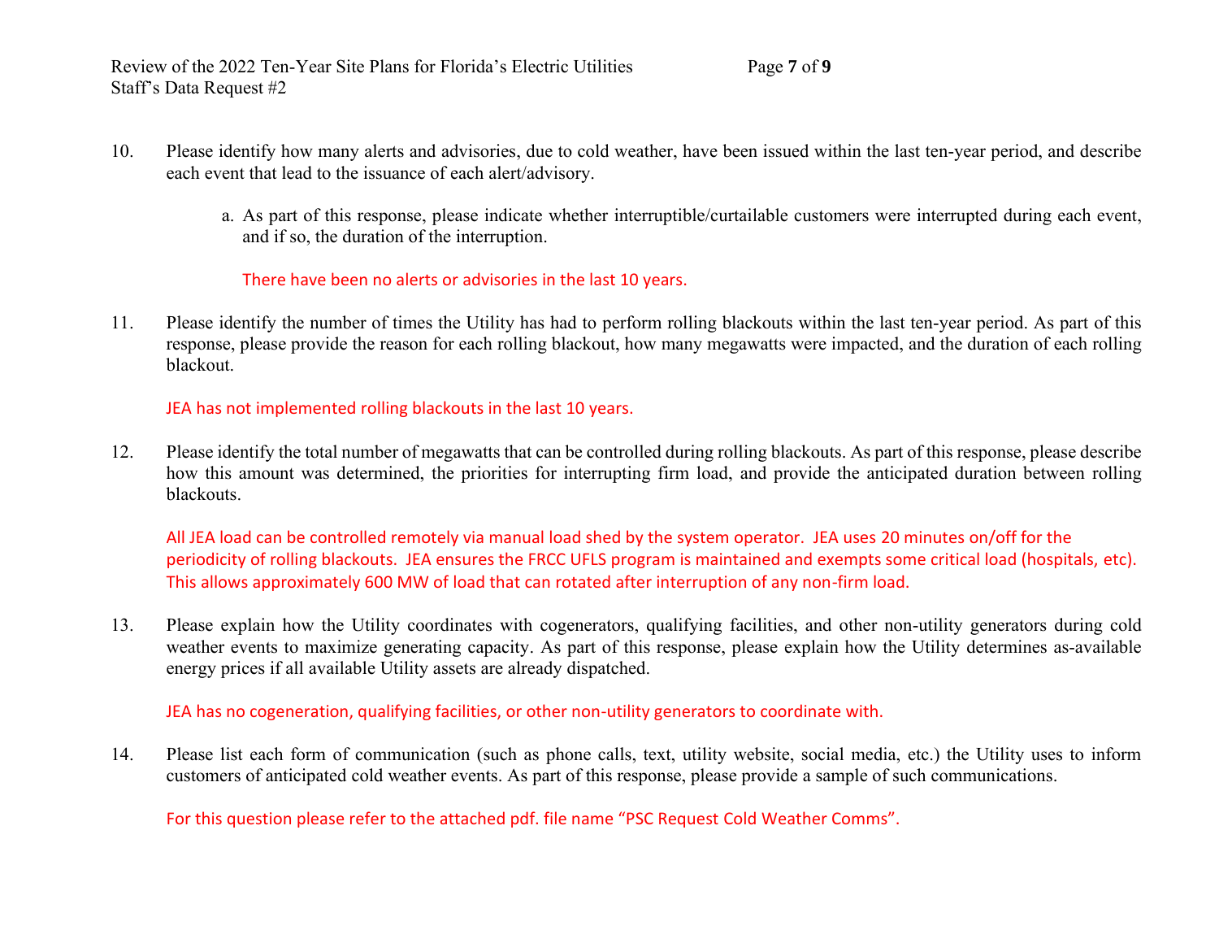10. Please identify how many alerts and advisories, due to cold weather, have been issued within the last ten-year period, and describe each event that lead to the issuance of each alert/advisory.

    a. As part of this response, please indicate whether interruptible/curtailable customers were interrupted during each event, and if so, the duration of the interruption.

       There have been no alerts or advisories in the last 10 years.

11. Please identify the number of times the Utility has had to perform rolling blackouts within the last ten-year period. As part of this response, please provide the reason for each rolling blackout, how many megawatts were impacted, and the duration of each rolling blackout.

    JEA has not implemented rolling blackouts in the last 10 years.

12. Please identify the total number of megawatts that can be controlled during rolling blackouts. As part of this response, please describe how this amount was determined, the priorities for interrupting firm load, and provide the anticipated duration between rolling blackouts.

    All JEA load can be controlled remotely via manual load shed by the system operator. JEA uses 20 minutes on/off for the periodicity of rolling blackouts. JEA ensures the FRCC UFLS program is maintained and exempts some critical load (hospitals, etc). This allows approximately 600 MW of load that can rotated after interruption of any non-firm load.

13. Please explain how the Utility coordinates with cogenerators, qualifying facilities, and other non-utility generators during cold weather events to maximize generating capacity. As part of this response, please explain how the Utility determines as-available energy prices if all available Utility assets are already dispatched.

    JEA has no cogeneration, qualifying facilities, or other non-utility generators to coordinate with.

14. Please list each form of communication (such as phone calls, text, utility website, social media, etc.) the Utility uses to inform customers of anticipated cold weather events. As part of this response, please provide a sample of such communications.

    For this question please refer to the attached pdf. file name "PSC Request Cold Weather Comms".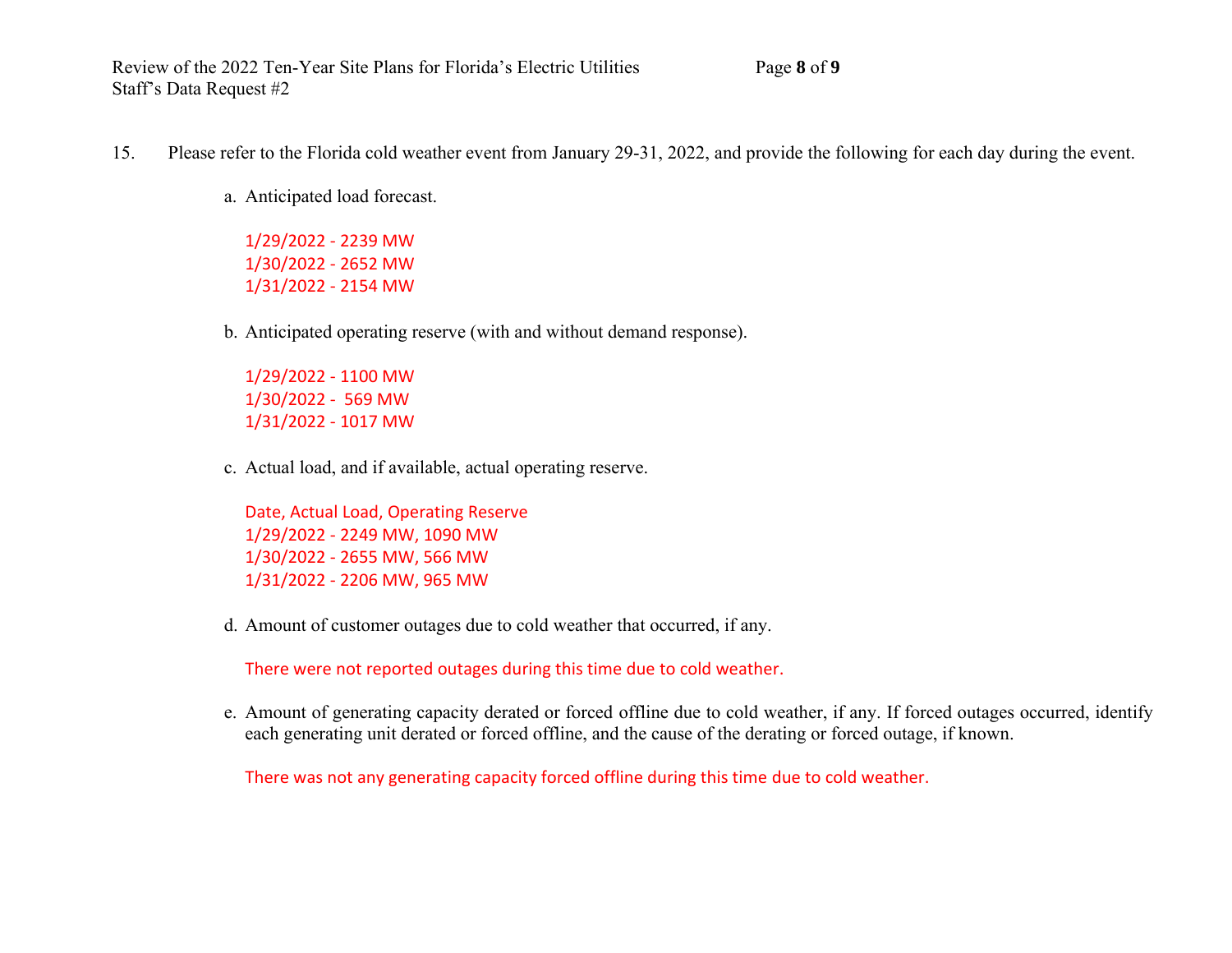15. Please refer to the Florida cold weather event from January 29-31, 2022, and provide the following for each day during the event.

a. Anticipated load forecast.

1/29/2022 - 2239 MW
1/30/2022 - 2652 MW
1/31/2022 - 2154 MW

b. Anticipated operating reserve (with and without demand response).

1/29/2022 - 1100 MW
1/30/2022 - 569 MW
1/31/2022 - 1017 MW

c. Actual load, and if available, actual operating reserve.

Date, Actual Load, Operating Reserve
1/29/2022 - 2249 MW, 1090 MW
1/30/2022 - 2655 MW, 566 MW
1/31/2022 - 2206 MW, 965 MW

d. Amount of customer outages due to cold weather that occurred, if any.

There were not reported outages during this time due to cold weather.

e. Amount of generating capacity derated or forced offline due to cold weather, if any. If forced outages occurred, identify each generating unit derated or forced offline, and the cause of the derating or forced outage, if known.

There was not any generating capacity forced offline during this time due to cold weather.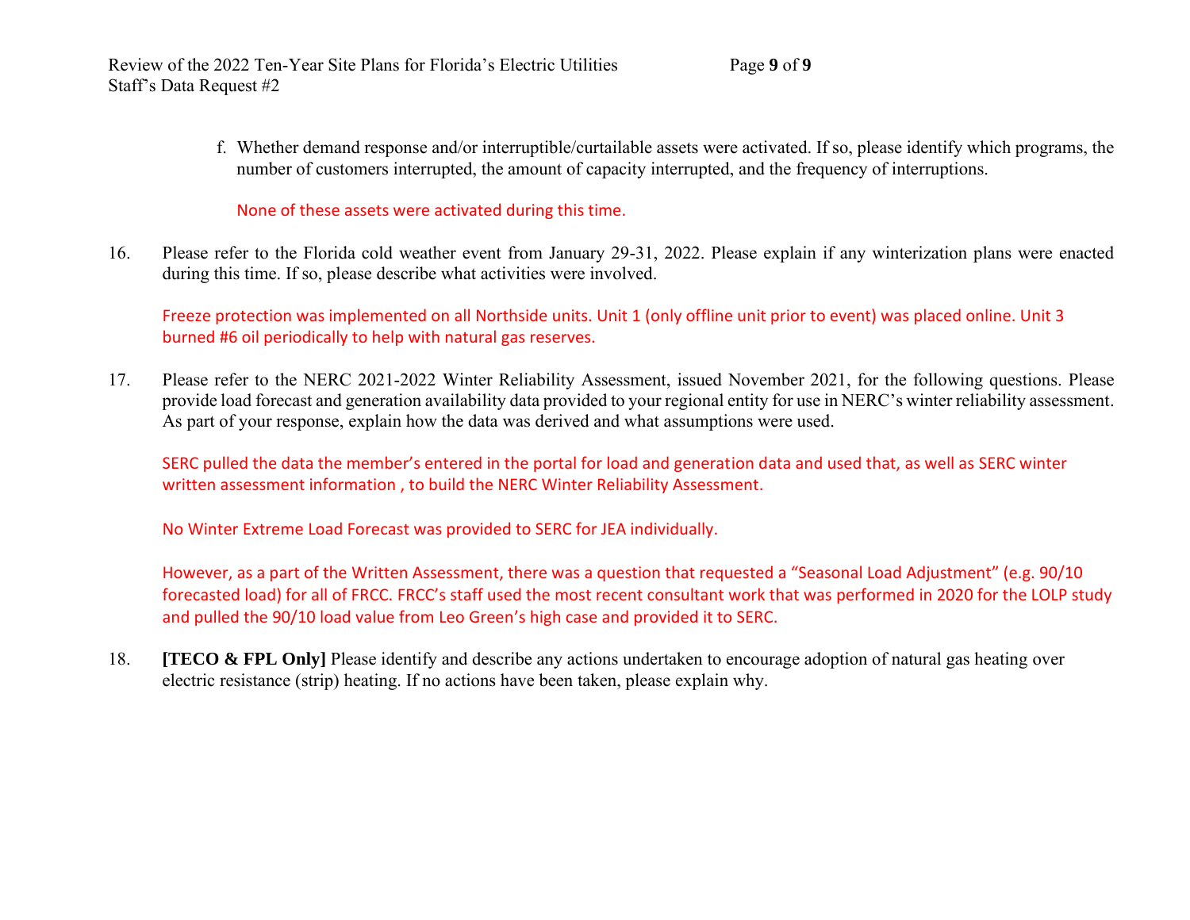f. Whether demand response and/or interruptible/curtailable assets were activated. If so, please identify which programs, the number of customers interrupted, the amount of capacity interrupted, and the frequency of interruptions.

   None of these assets were activated during this time.

16. Please refer to the Florida cold weather event from January 29-31, 2022. Please explain if any winterization plans were enacted during this time. If so, please describe what activities were involved.

    Freeze protection was implemented on all Northside units. Unit 1 (only offline unit prior to event) was placed online. Unit 3 burned #6 oil periodically to help with natural gas reserves.

17. Please refer to the NERC 2021-2022 Winter Reliability Assessment, issued November 2021, for the following questions. Please provide load forecast and generation availability data provided to your regional entity for use in NERC's winter reliability assessment. As part of your response, explain how the data was derived and what assumptions were used.

    SERC pulled the data the member's entered in the portal for load and generation data and used that, as well as SERC winter written assessment information , to build the NERC Winter Reliability Assessment.

    No Winter Extreme Load Forecast was provided to SERC for JEA individually.

    However, as a part of the Written Assessment, there was a question that requested a "Seasonal Load Adjustment" (e.g. 90/10 forecasted load) for all of FRCC. FRCC's staff used the most recent consultant work that was performed in 2020 for the LOLP study and pulled the 90/10 load value from Leo Green's high case and provided it to SERC.

18. **[TECO & FPL Only]** Please identify and describe any actions undertaken to encourage adoption of natural gas heating over electric resistance (strip) heating. If no actions have been taken, please explain why.